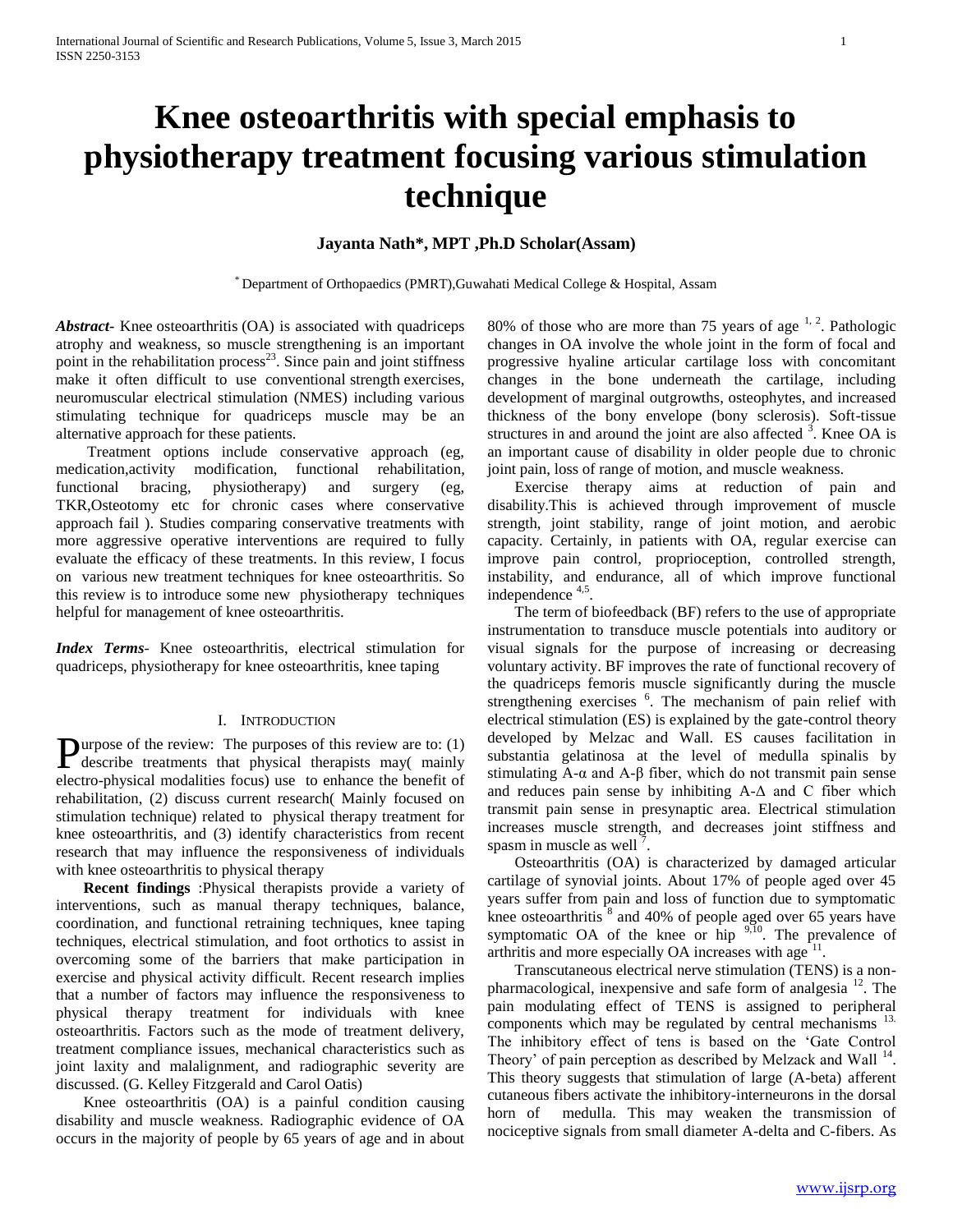# Knee osteoarthritis with special emphasis to physiotherapy treatment focusing various stimulation technique

**Jayanta Nath\*, MPT ,Ph.D Scholar(Assam)**

\* Department of Orthopaedics (PMRT),Guwahati Medical College & Hospital, Assam

***Abstract***- Knee osteoarthritis (OA) is associated with quadriceps atrophy and weakness, so muscle strengthening is an important point in the rehabilitation process[23]. Since pain and joint stiffness make it often difficult to use conventional strength exercises, neuromuscular electrical stimulation (NMES) including various stimulating technique for quadriceps muscle may be an alternative approach for these patients.

Treatment options include conservative approach (eg, medication,activity modification, functional rehabilitation, functional bracing, physiotherapy) and surgery (eg, TKR,Osteotomy etc for chronic cases where conservative approach fail ). Studies comparing conservative treatments with more aggressive operative interventions are required to fully evaluate the efficacy of these treatments. In this review, I focus on various new treatment techniques for knee osteoarthritis. So this review is to introduce some new physiotherapy techniques helpful for management of knee osteoarthritis.

***Index Terms***- Knee osteoarthritis, electrical stimulation for quadriceps, physiotherapy for knee osteoarthritis, knee taping

## I. Introduction

Purpose of the review: The purposes of this review are to: (1) describe treatments that physical therapists may( mainly electro-physical modalities focus) use to enhance the benefit of rehabilitation, (2) discuss current research( Mainly focused on stimulation technique) related to physical therapy treatment for knee osteoarthritis, and (3) identify characteristics from recent research that may influence the responsiveness of individuals with knee osteoarthritis to physical therapy

**Recent findings** :Physical therapists provide a variety of interventions, such as manual therapy techniques, balance, coordination, and functional retraining techniques, knee taping techniques, electrical stimulation, and foot orthotics to assist in overcoming some of the barriers that make participation in exercise and physical activity difficult. Recent research implies that a number of factors may influence the responsiveness to physical therapy treatment for individuals with knee osteoarthritis. Factors such as the mode of treatment delivery, treatment compliance issues, mechanical characteristics such as joint laxity and malalignment, and radiographic severity are discussed. (G. Kelley Fitzgerald and Carol Oatis)

Knee osteoarthritis (OA) is a painful condition causing disability and muscle weakness. Radiographic evidence of OA occurs in the majority of people by 65 years of age and in about 80% of those who are more than 75 years of age [1, 2]. Pathologic changes in OA involve the whole joint in the form of focal and progressive hyaline articular cartilage loss with concomitant changes in the bone underneath the cartilage, including development of marginal outgrowths, osteophytes, and increased thickness of the bony envelope (bony sclerosis). Soft-tissue structures in and around the joint are also affected [3]. Knee OA is an important cause of disability in older people due to chronic joint pain, loss of range of motion, and muscle weakness.

Exercise therapy aims at reduction of pain and disability.This is achieved through improvement of muscle strength, joint stability, range of joint motion, and aerobic capacity. Certainly, in patients with OA, regular exercise can improve pain control, proprioception, controlled strength, instability, and endurance, all of which improve functional independence [4,5].

The term of biofeedback (BF) refers to the use of appropriate instrumentation to transduce muscle potentials into auditory or visual signals for the purpose of increasing or decreasing voluntary activity. BF improves the rate of functional recovery of the quadriceps femoris muscle significantly during the muscle strengthening exercises [6]. The mechanism of pain relief with electrical stimulation (ES) is explained by the gate-control theory developed by Melzac and Wall. ES causes facilitation in substantia gelatinosa at the level of medulla spinalis by stimulating A-α and A-β fiber, which do not transmit pain sense and reduces pain sense by inhibiting A-Δ and C fiber which transmit pain sense in presynaptic area. Electrical stimulation increases muscle strength, and decreases joint stiffness and spasm in muscle as well [7].

Osteoarthritis (OA) is characterized by damaged articular cartilage of synovial joints. About 17% of people aged over 45 years suffer from pain and loss of function due to symptomatic knee osteoarthritis [8] and 40% of people aged over 65 years have symptomatic OA of the knee or hip [9,10]. The prevalence of arthritis and more especially OA increases with age [11].

Transcutaneous electrical nerve stimulation (TENS) is a non-pharmacological, inexpensive and safe form of analgesia [12]. The pain modulating effect of TENS is assigned to peripheral components which may be regulated by central mechanisms [13]. The inhibitory effect of tens is based on the 'Gate Control Theory' of pain perception as described by Melzack and Wall [14]. This theory suggests that stimulation of large (A-beta) afferent cutaneous fibers activate the inhibitory-interneurons in the dorsal horn of medulla. This may weaken the transmission of nociceptive signals from small diameter A-delta and C-fibers. As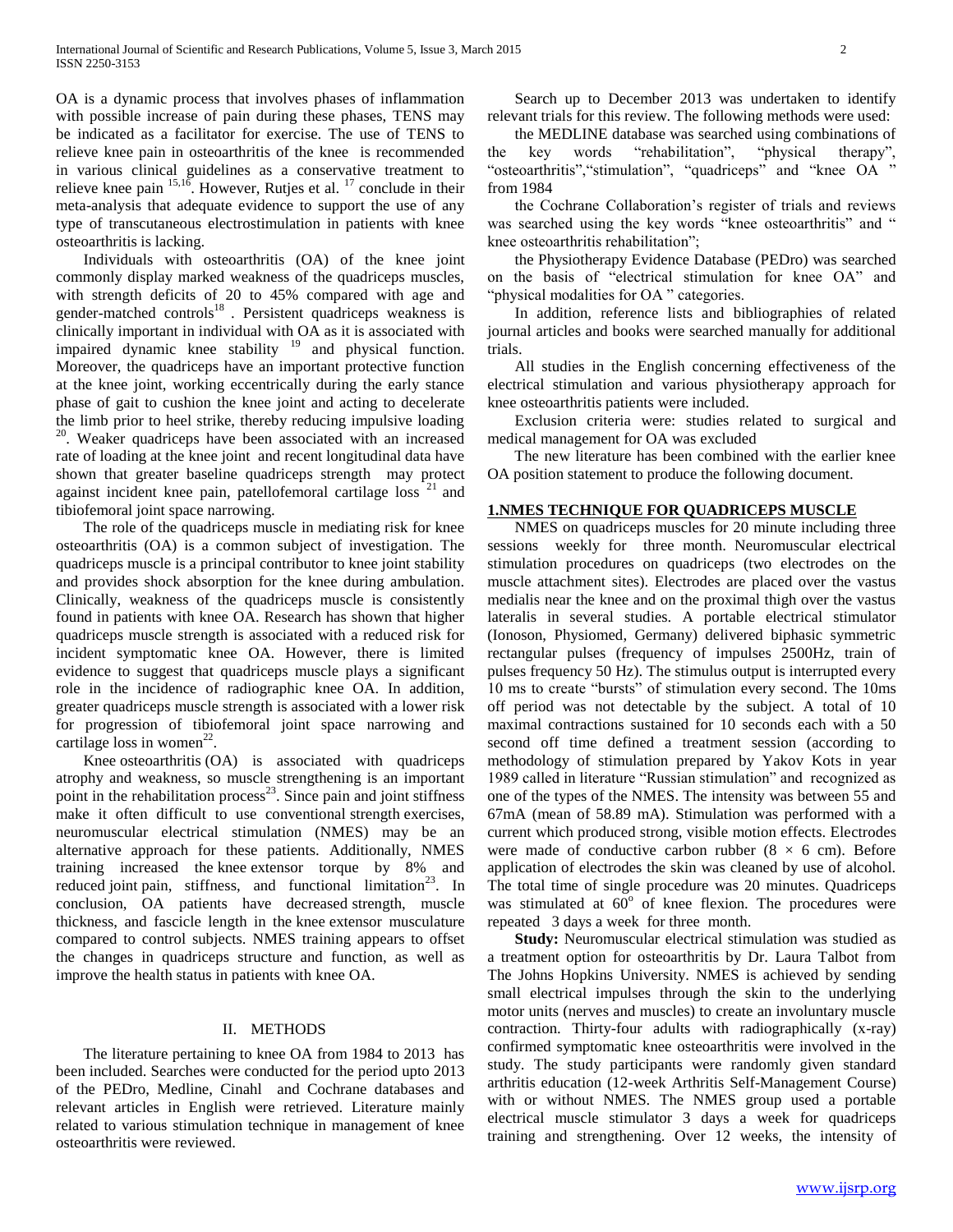OA is a dynamic process that involves phases of inflammation with possible increase of pain during these phases, TENS may be indicated as a facilitator for exercise. The use of TENS to relieve knee pain in osteoarthritis of the knee is recommended in various clinical guidelines as a conservative treatment to relieve knee pain [15,16]. However, Rutjes et al. [17] conclude in their meta-analysis that adequate evidence to support the use of any type of transcutaneous electrostimulation in patients with knee osteoarthritis is lacking.

Individuals with osteoarthritis (OA) of the knee joint commonly display marked weakness of the quadriceps muscles, with strength deficits of 20 to 45% compared with age and gender-matched controls[18] . Persistent quadriceps weakness is clinically important in individual with OA as it is associated with impaired dynamic knee stability [19] and physical function. Moreover, the quadriceps have an important protective function at the knee joint, working eccentrically during the early stance phase of gait to cushion the knee joint and acting to decelerate the limb prior to heel strike, thereby reducing impulsive loading [20]. Weaker quadriceps have been associated with an increased rate of loading at the knee joint and recent longitudinal data have shown that greater baseline quadriceps strength may protect against incident knee pain, patellofemoral cartilage loss [21] and tibiofemoral joint space narrowing.

The role of the quadriceps muscle in mediating risk for knee osteoarthritis (OA) is a common subject of investigation. The quadriceps muscle is a principal contributor to knee joint stability and provides shock absorption for the knee during ambulation. Clinically, weakness of the quadriceps muscle is consistently found in patients with knee OA. Research has shown that higher quadriceps muscle strength is associated with a reduced risk for incident symptomatic knee OA. However, there is limited evidence to suggest that quadriceps muscle plays a significant role in the incidence of radiographic knee OA. In addition, greater quadriceps muscle strength is associated with a lower risk for progression of tibiofemoral joint space narrowing and cartilage loss in women[22].

Knee osteoarthritis (OA) is associated with quadriceps atrophy and weakness, so muscle strengthening is an important point in the rehabilitation process[23]. Since pain and joint stiffness make it often difficult to use conventional strength exercises, neuromuscular electrical stimulation (NMES) may be an alternative approach for these patients. Additionally, NMES training increased the knee extensor torque by 8% and reduced joint pain, stiffness, and functional limitation[23]. In conclusion, OA patients have decreased strength, muscle thickness, and fascicle length in the knee extensor musculature compared to control subjects. NMES training appears to offset the changes in quadriceps structure and function, as well as improve the health status in patients with knee OA.

## II. METHODS

The literature pertaining to knee OA from 1984 to 2013 has been included. Searches were conducted for the period upto 2013 of the PEDro, Medline, Cinahl and Cochrane databases and relevant articles in English were retrieved. Literature mainly related to various stimulation technique in management of knee osteoarthritis were reviewed.

Search up to December 2013 was undertaken to identify relevant trials for this review. The following methods were used:

the MEDLINE database was searched using combinations of the key words "rehabilitation", "physical therapy", "osteoarthritis","stimulation", "quadriceps" and "knee OA " from 1984

the Cochrane Collaboration's register of trials and reviews was searched using the key words "knee osteoarthritis" and " knee osteoarthritis rehabilitation";

the Physiotherapy Evidence Database (PEDro) was searched on the basis of "electrical stimulation for knee OA" and "physical modalities for OA " categories.

In addition, reference lists and bibliographies of related journal articles and books were searched manually for additional trials.

All studies in the English concerning effectiveness of the electrical stimulation and various physiotherapy approach for knee osteoarthritis patients were included.

Exclusion criteria were: studies related to surgical and medical management for OA was excluded

The new literature has been combined with the earlier knee OA position statement to produce the following document.

## 1.NMES TECHNIQUE FOR QUADRICEPS MUSCLE

NMES on quadriceps muscles for 20 minute including three sessions weekly for three month. Neuromuscular electrical stimulation procedures on quadriceps (two electrodes on the muscle attachment sites). Electrodes are placed over the vastus medialis near the knee and on the proximal thigh over the vastus lateralis in several studies. A portable electrical stimulator (Ionoson, Physiomed, Germany) delivered biphasic symmetric rectangular pulses (frequency of impulses 2500Hz, train of pulses frequency 50 Hz). The stimulus output is interrupted every 10 ms to create "bursts" of stimulation every second. The 10ms off period was not detectable by the subject. A total of 10 maximal contractions sustained for 10 seconds each with a 50 second off time defined a treatment session (according to methodology of stimulation prepared by Yakov Kots in year 1989 called in literature "Russian stimulation" and recognized as one of the types of the NMES. The intensity was between 55 and 67mA (mean of 58.89 mA). Stimulation was performed with a current which produced strong, visible motion effects. Electrodes were made of conductive carbon rubber ($8 \times 6$ cm). Before application of electrodes the skin was cleaned by use of alcohol. The total time of single procedure was 20 minutes. Quadriceps was stimulated at $60^o$ of knee flexion. The procedures were repeated 3 days a week for three month.

**Study:** Neuromuscular electrical stimulation was studied as a treatment option for osteoarthritis by Dr. Laura Talbot from The Johns Hopkins University. NMES is achieved by sending small electrical impulses through the skin to the underlying motor units (nerves and muscles) to create an involuntary muscle contraction. Thirty-four adults with radiographically (x-ray) confirmed symptomatic knee osteoarthritis were involved in the study. The study participants were randomly given standard arthritis education (12-week Arthritis Self-Management Course) with or without NMES. The NMES group used a portable electrical muscle stimulator 3 days a week for quadriceps training and strengthening. Over 12 weeks, the intensity of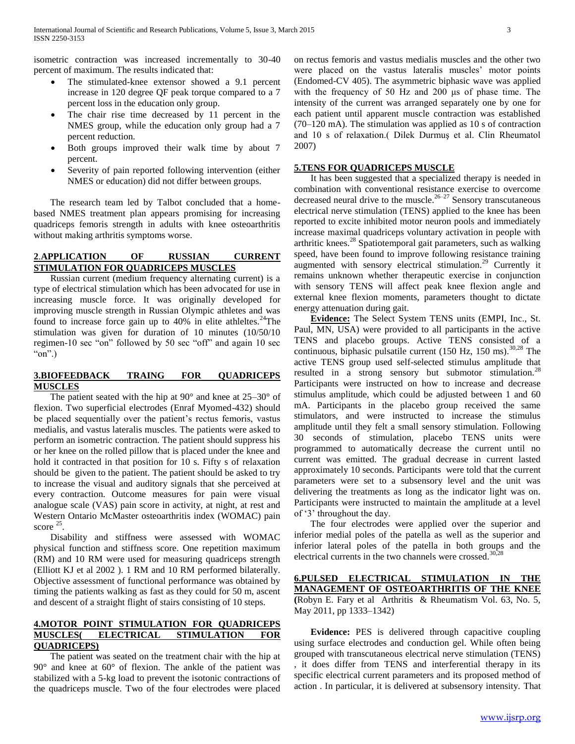isometric contraction was increased incrementally to 30-40 percent of maximum. The results indicated that:

- The stimulated-knee extensor showed a 9.1 percent increase in 120 degree QF peak torque compared to a 7 percent loss in the education only group.
- The chair rise time decreased by 11 percent in the NMES group, while the education only group had a 7 percent reduction.
- Both groups improved their walk time by about 7 percent.
- Severity of pain reported following intervention (either NMES or education) did not differ between groups.

The research team led by Talbot concluded that a home-based NMES treatment plan appears promising for increasing quadriceps femoris strength in adults with knee osteoarthritis without making arthritis symptoms worse.

## 2.APPLICATION OF RUSSIAN CURRENT STIMULATION FOR QUADRICEPS MUSCLES

Russian current (medium frequency alternating current) is a type of electrical stimulation which has been advocated for use in increasing muscle force. It was originally developed for improving muscle strength in Russian Olympic athletes and was found to increase force gain up to 40% in elite athleltes.[24]The stimulation was given for duration of 10 minutes (10/50/10 regimen-10 sec "on" followed by 50 sec "off" and again 10 sec "on".)

## 3.BIOFEEDBACK TRAING FOR QUADRICEPS MUSCLES

The patient seated with the hip at 90° and knee at 25–30° of flexion. Two superficial electrodes (Enraf Myomed-432) should be placed sequentially over the patient's rectus femoris, vastus medialis, and vastus lateralis muscles. The patients were asked to perform an isometric contraction. The patient should suppress his or her knee on the rolled pillow that is placed under the knee and hold it contracted in that position for 10 s. Fifty s of relaxation should be given to the patient. The patient should be asked to try to increase the visual and auditory signals that she perceived at every contraction. Outcome measures for pain were visual analogue scale (VAS) pain score in activity, at night, at rest and Western Ontario McMaster osteoarthritis index (WOMAC) pain score [25].

Disability and stiffness were assessed with WOMAC physical function and stiffness score. One repetition maximum (RM) and 10 RM were used for measuring quadriceps strength (Elliott KJ et al 2002 ). 1 RM and 10 RM performed bilaterally. Objective assessment of functional performance was obtained by timing the patients walking as fast as they could for 50 m, ascent and descent of a straight flight of stairs consisting of 10 steps.

## 4.MOTOR POINT STIMULATION FOR QUADRICEPS MUSCLES( ELECTRICAL STIMULATION FOR QUADRICEPS)

The patient was seated on the treatment chair with the hip at 90° and knee at 60° of flexion. The ankle of the patient was stabilized with a 5-kg load to prevent the isotonic contractions of the quadriceps muscle. Two of the four electrodes were placed on rectus femoris and vastus medialis muscles and the other two were placed on the vastus lateralis muscles' motor points (Endomed-CV 405). The asymmetric biphasic wave was applied with the frequency of 50 Hz and 200 μs of phase time. The intensity of the current was arranged separately one by one for each patient until apparent muscle contraction was established (70–120 mA). The stimulation was applied as 10 s of contraction and 10 s of relaxation.( Dilek Durmuş et al. Clin Rheumatol 2007)

## 5.TENS FOR QUADRICEPS MUSCLE

It has been suggested that a specialized therapy is needed in combination with conventional resistance exercise to overcome decreased neural drive to the muscle.[26–27] Sensory transcutaneous electrical nerve stimulation (TENS) applied to the knee has been reported to excite inhibited motor neuron pools and immediately increase maximal quadriceps voluntary activation in people with arthritic knees.[28] Spatiotemporal gait parameters, such as walking speed, have been found to improve following resistance training augmented with sensory electrical stimulation.[29] Currently it remains unknown whether therapeutic exercise in conjunction with sensory TENS will affect peak knee flexion angle and external knee flexion moments, parameters thought to dictate energy attenuation during gait.

**Evidence:** The Select System TENS units (EMPI, Inc., St. Paul, MN, USA) were provided to all participants in the active TENS and placebo groups. Active TENS consisted of a continuous, biphasic pulsatile current (150 Hz, 150 ms).[30,28] The active TENS group used self-selected stimulus amplitude that resulted in a strong sensory but submotor stimulation.[28] Participants were instructed on how to increase and decrease stimulus amplitude, which could be adjusted between 1 and 60 mA. Participants in the placebo group received the same stimulators, and were instructed to increase the stimulus amplitude until they felt a small sensory stimulation. Following 30 seconds of stimulation, placebo TENS units were programmed to automatically decrease the current until no current was emitted. The gradual decrease in current lasted approximately 10 seconds. Participants were told that the current parameters were set to a subsensory level and the unit was delivering the treatments as long as the indicator light was on. Participants were instructed to maintain the amplitude at a level of '3' throughout the day.

The four electrodes were applied over the superior and inferior medial poles of the patella as well as the superior and inferior lateral poles of the patella in both groups and the electrical currents in the two channels were crossed.[30,28]

## 6.PULSED ELECTRICAL STIMULATION IN THE MANAGEMENT OF OSTEOARTHRITIS OF THE KNEE

**(**Robyn E. Fary et al Arthritis & Rheumatism Vol. 63, No. 5, May 2011, pp 1333–1342)

**Evidence:** PES is delivered through capacitive coupling using surface electrodes and conduction gel. While often being grouped with transcutaneous electrical nerve stimulation (TENS) , it does differ from TENS and interferential therapy in its specific electrical current parameters and its proposed method of action . In particular, it is delivered at subsensory intensity. That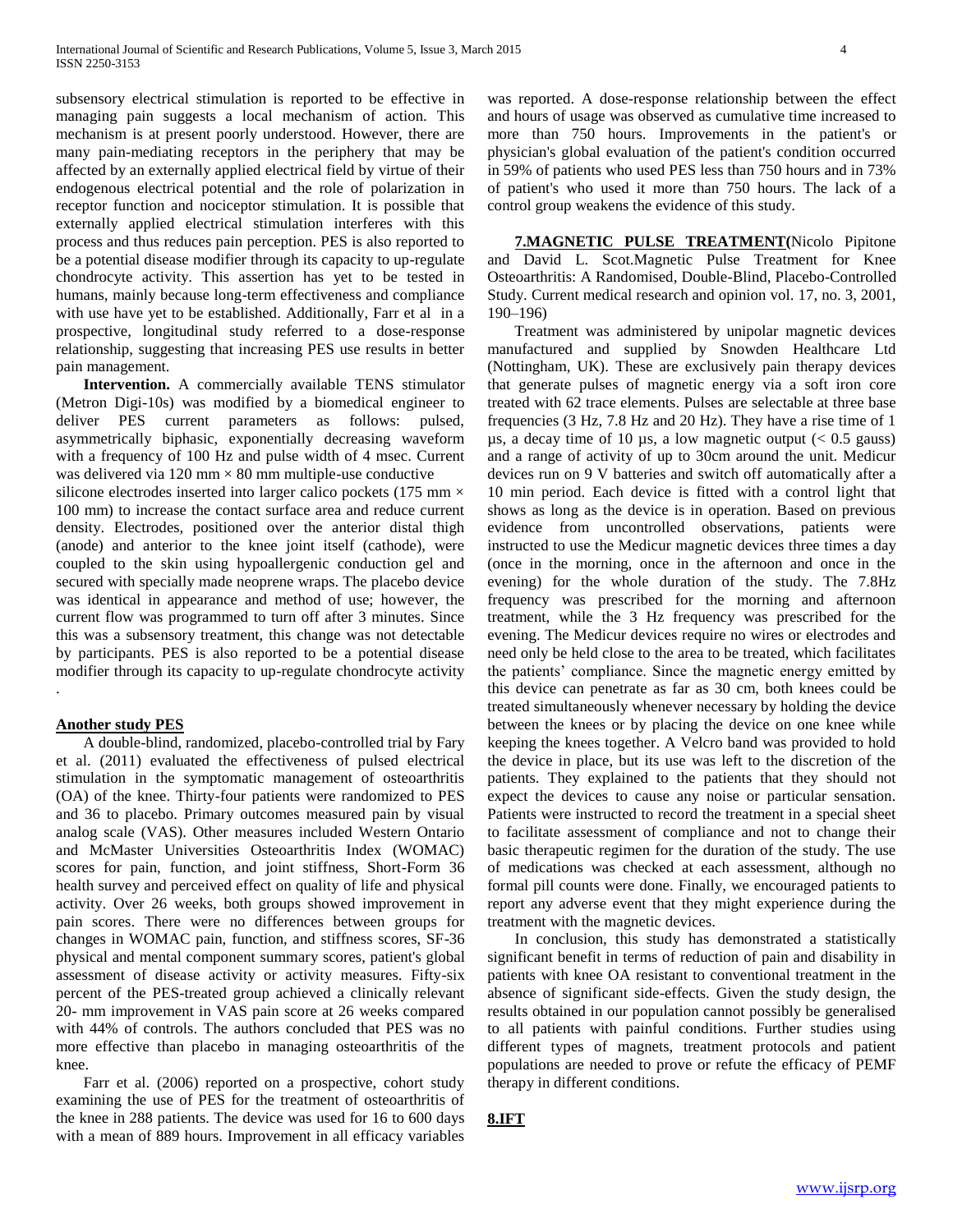subsensory electrical stimulation is reported to be effective in managing pain suggests a local mechanism of action. This mechanism is at present poorly understood. However, there are many pain-mediating receptors in the periphery that may be affected by an externally applied electrical field by virtue of their endogenous electrical potential and the role of polarization in receptor function and nociceptor stimulation. It is possible that externally applied electrical stimulation interferes with this process and thus reduces pain perception. PES is also reported to be a potential disease modifier through its capacity to up-regulate chondrocyte activity. This assertion has yet to be tested in humans, mainly because long-term effectiveness and compliance with use have yet to be established. Additionally, Farr et al in a prospective, longitudinal study referred to a dose-response relationship, suggesting that increasing PES use results in better pain management.

**Intervention.** A commercially available TENS stimulator (Metron Digi-10s) was modified by a biomedical engineer to deliver PES current parameters as follows: pulsed, asymmetrically biphasic, exponentially decreasing waveform with a frequency of 100 Hz and pulse width of 4 msec. Current was delivered via 120 mm × 80 mm multiple-use conductive silicone electrodes inserted into larger calico pockets (175 mm × 100 mm) to increase the contact surface area and reduce current density. Electrodes, positioned over the anterior distal thigh (anode) and anterior to the knee joint itself (cathode), were coupled to the skin using hypoallergenic conduction gel and secured with specially made neoprene wraps. The placebo device was identical in appearance and method of use; however, the current flow was programmed to turn off after 3 minutes. Since this was a subsensory treatment, this change was not detectable by participants. PES is also reported to be a potential disease modifier through its capacity to up-regulate chondrocyte activity .

## Another study PES

A double-blind, randomized, placebo-controlled trial by Fary et al. (2011) evaluated the effectiveness of pulsed electrical stimulation in the symptomatic management of osteoarthritis (OA) of the knee. Thirty-four patients were randomized to PES and 36 to placebo. Primary outcomes measured pain by visual analog scale (VAS). Other measures included Western Ontario and McMaster Universities Osteoarthritis Index (WOMAC) scores for pain, function, and joint stiffness, Short-Form 36 health survey and perceived effect on quality of life and physical activity. Over 26 weeks, both groups showed improvement in pain scores. There were no differences between groups for changes in WOMAC pain, function, and stiffness scores, SF-36 physical and mental component summary scores, patient's global assessment of disease activity or activity measures. Fifty-six percent of the PES-treated group achieved a clinically relevant 20- mm improvement in VAS pain score at 26 weeks compared with 44% of controls. The authors concluded that PES was no more effective than placebo in managing osteoarthritis of the knee.

Farr et al. (2006) reported on a prospective, cohort study examining the use of PES for the treatment of osteoarthritis of the knee in 288 patients. The device was used for 16 to 600 days with a mean of 889 hours. Improvement in all efficacy variables was reported. A dose-response relationship between the effect and hours of usage was observed as cumulative time increased to more than 750 hours. Improvements in the patient's or physician's global evaluation of the patient's condition occurred in 59% of patients who used PES less than 750 hours and in 73% of patient's who used it more than 750 hours. The lack of a control group weakens the evidence of this study.

## 7.MAGNETIC PULSE TREATMENT

(Nicolo Pipitone and David L. Scot.Magnetic Pulse Treatment for Knee Osteoarthritis: A Randomised, Double-Blind, Placebo-Controlled Study. Current medical research and opinion vol. 17, no. 3, 2001, 190–196)

Treatment was administered by unipolar magnetic devices manufactured and supplied by Snowden Healthcare Ltd (Nottingham, UK). These are exclusively pain therapy devices that generate pulses of magnetic energy via a soft iron core treated with 62 trace elements. Pulses are selectable at three base frequencies (3 Hz, 7.8 Hz and 20 Hz). They have a rise time of 1 μs, a decay time of 10 μs, a low magnetic output (< 0.5 gauss) and a range of activity of up to 30cm around the unit. Medicur devices run on 9 V batteries and switch off automatically after a 10 min period. Each device is fitted with a control light that shows as long as the device is in operation. Based on previous evidence from uncontrolled observations, patients were instructed to use the Medicur magnetic devices three times a day (once in the morning, once in the afternoon and once in the evening) for the whole duration of the study. The 7.8Hz frequency was prescribed for the morning and afternoon treatment, while the 3 Hz frequency was prescribed for the evening. The Medicur devices require no wires or electrodes and need only be held close to the area to be treated, which facilitates the patients' compliance. Since the magnetic energy emitted by this device can penetrate as far as 30 cm, both knees could be treated simultaneously whenever necessary by holding the device between the knees or by placing the device on one knee while keeping the knees together. A Velcro band was provided to hold the device in place, but its use was left to the discretion of the patients. They explained to the patients that they should not expect the devices to cause any noise or particular sensation. Patients were instructed to record the treatment in a special sheet to facilitate assessment of compliance and not to change their basic therapeutic regimen for the duration of the study. The use of medications was checked at each assessment, although no formal pill counts were done. Finally, we encouraged patients to report any adverse event that they might experience during the treatment with the magnetic devices.

In conclusion, this study has demonstrated a statistically significant benefit in terms of reduction of pain and disability in patients with knee OA resistant to conventional treatment in the absence of significant side-effects. Given the study design, the results obtained in our population cannot possibly be generalised to all patients with painful conditions. Further studies using different types of magnets, treatment protocols and patient populations are needed to prove or refute the efficacy of PEMF therapy in different conditions.

## 8.IFT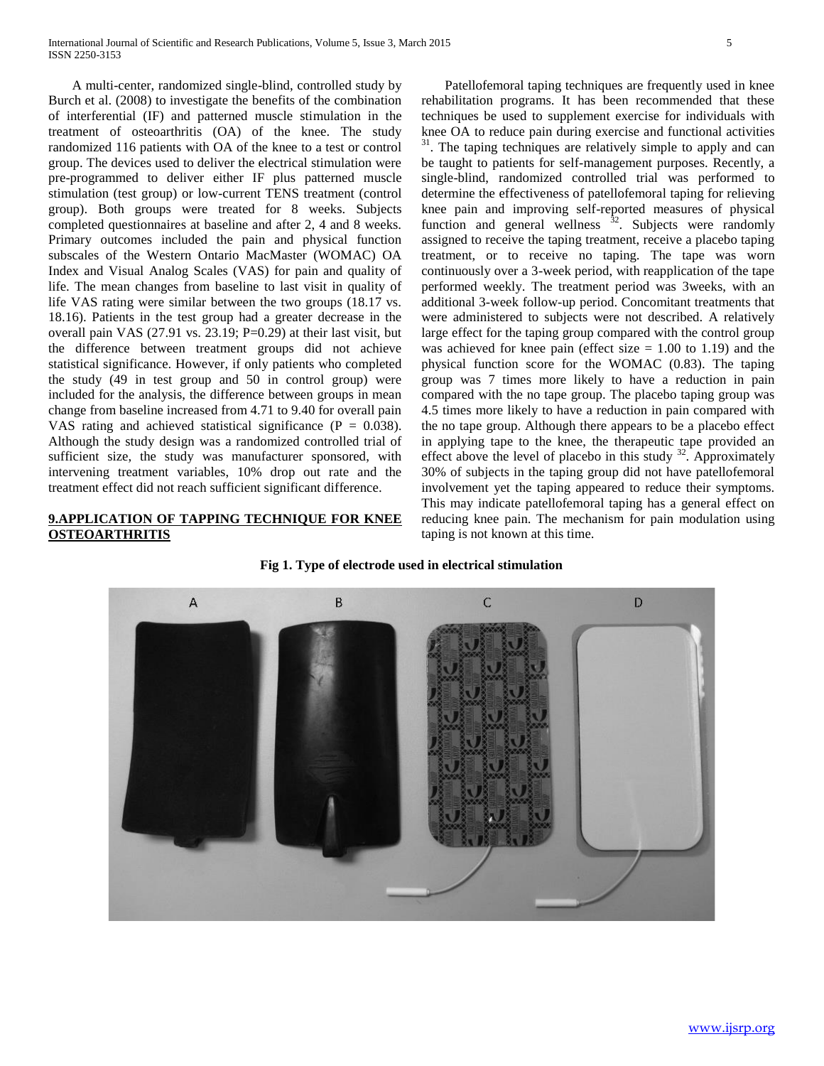A multi-center, randomized single-blind, controlled study by Burch et al. (2008) to investigate the benefits of the combination of interferential (IF) and patterned muscle stimulation in the treatment of osteoarthritis (OA) of the knee. The study randomized 116 patients with OA of the knee to a test or control group. The devices used to deliver the electrical stimulation were pre-programmed to deliver either IF plus patterned muscle stimulation (test group) or low-current TENS treatment (control group). Both groups were treated for 8 weeks. Subjects completed questionnaires at baseline and after 2, 4 and 8 weeks. Primary outcomes included the pain and physical function subscales of the Western Ontario MacMaster (WOMAC) OA Index and Visual Analog Scales (VAS) for pain and quality of life. The mean changes from baseline to last visit in quality of life VAS rating were similar between the two groups (18.17 vs. 18.16). Patients in the test group had a greater decrease in the overall pain VAS (27.91 vs. 23.19; P=0.29) at their last visit, but the difference between treatment groups did not achieve statistical significance. However, if only patients who completed the study (49 in test group and 50 in control group) were included for the analysis, the difference between groups in mean change from baseline increased from 4.71 to 9.40 for overall pain VAS rating and achieved statistical significance (P = 0.038). Although the study design was a randomized controlled trial of sufficient size, the study was manufacturer sponsored, with intervening treatment variables, 10% drop out rate and the treatment effect did not reach sufficient significant difference.

## 9.APPLICATION OF TAPPING TECHNIQUE FOR KNEE OSTEOARTHRITIS

Patellofemoral taping techniques are frequently used in knee rehabilitation programs. It has been recommended that these techniques be used to supplement exercise for individuals with knee OA to reduce pain during exercise and functional activities [31]. The taping techniques are relatively simple to apply and can be taught to patients for self-management purposes. Recently, a single-blind, randomized controlled trial was performed to determine the effectiveness of patellofemoral taping for relieving knee pain and improving self-reported measures of physical function and general wellness [32]. Subjects were randomly assigned to receive the taping treatment, receive a placebo taping treatment, or to receive no taping. The tape was worn continuously over a 3-week period, with reapplication of the tape performed weekly. The treatment period was 3weeks, with an additional 3-week follow-up period. Concomitant treatments that were administered to subjects were not described. A relatively large effect for the taping group compared with the control group was achieved for knee pain (effect size = 1.00 to 1.19) and the physical function score for the WOMAC (0.83). The taping group was 7 times more likely to have a reduction in pain compared with the no tape group. The placebo taping group was 4.5 times more likely to have a reduction in pain compared with the no tape group. Although there appears to be a placebo effect in applying tape to the knee, the therapeutic tape provided an effect above the level of placebo in this study [32]. Approximately 30% of subjects in the taping group did not have patellofemoral involvement yet the taping appeared to reduce their symptoms. This may indicate patellofemoral taping has a general effect on reducing knee pain. The mechanism for pain modulation using taping is not known at this time.

**Fig 1. Type of electrode used in electrical stimulation**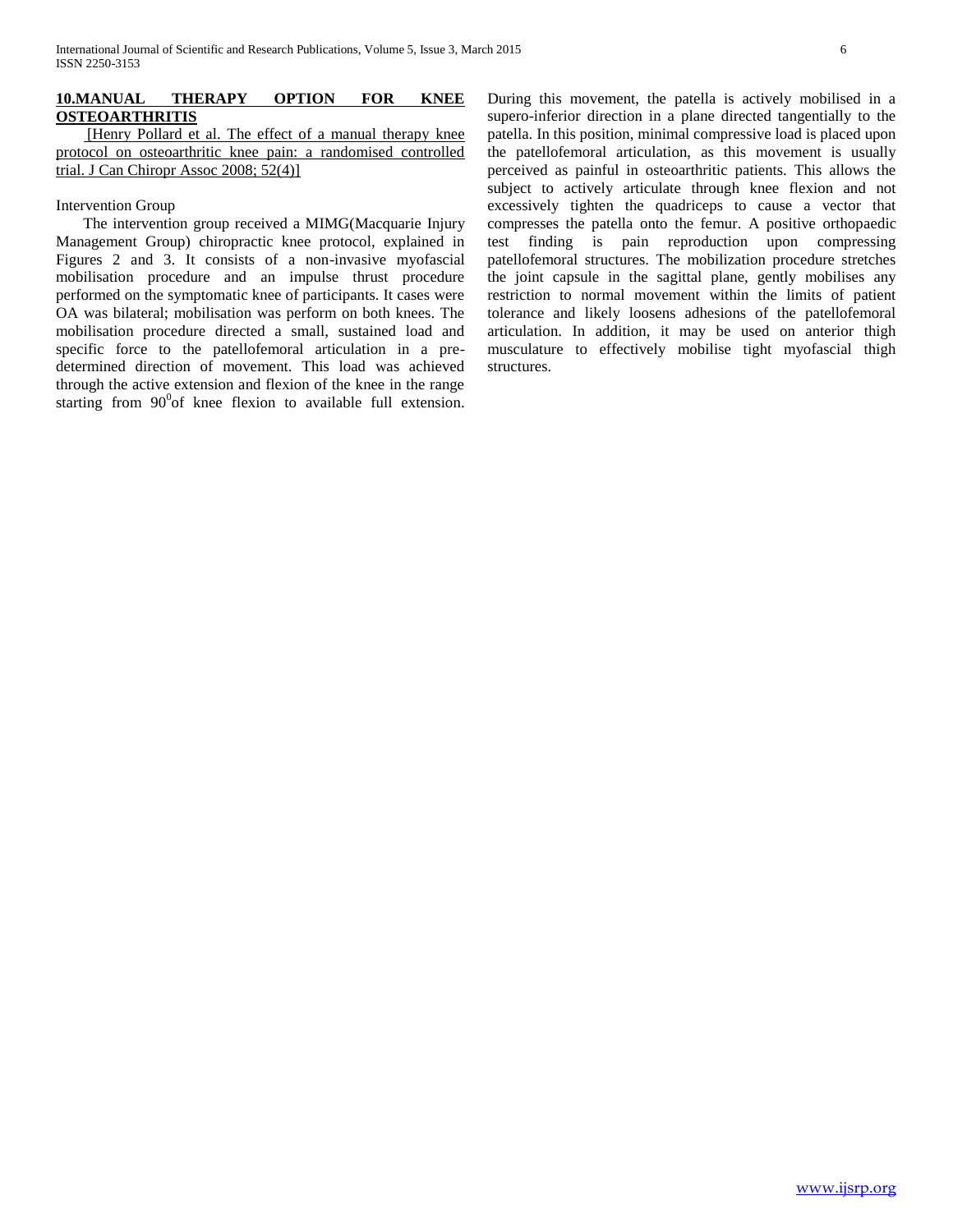## 10.MANUAL THERAPY OPTION FOR KNEE OSTEOARTHRITIS

[Henry Pollard et al. The effect of a manual therapy knee protocol on osteoarthritic knee pain: a randomised controlled trial. J Can Chiropr Assoc 2008; 52(4)]

Intervention Group

The intervention group received a MIMG(Macquarie Injury Management Group) chiropractic knee protocol, explained in Figures 2 and 3. It consists of a non-invasive myofascial mobilisation procedure and an impulse thrust procedure performed on the symptomatic knee of participants. It cases were OA was bilateral; mobilisation was perform on both knees. The mobilisation procedure directed a small, sustained load and specific force to the patellofemoral articulation in a pre-determined direction of movement. This load was achieved through the active extension and flexion of the knee in the range starting from $90^0$of knee flexion to available full extension. During this movement, the patella is actively mobilised in a supero-inferior direction in a plane directed tangentially to the patella. In this position, minimal compressive load is placed upon the patellofemoral articulation, as this movement is usually perceived as painful in osteoarthritic patients. This allows the subject to actively articulate through knee flexion and not excessively tighten the quadriceps to cause a vector that compresses the patella onto the femur. A positive orthopaedic test finding is pain reproduction upon compressing patellofemoral structures. The mobilization procedure stretches the joint capsule in the sagittal plane, gently mobilises any restriction to normal movement within the limits of patient tolerance and likely loosens adhesions of the patellofemoral articulation. In addition, it may be used on anterior thigh musculature to effectively mobilise tight myofascial thigh structures.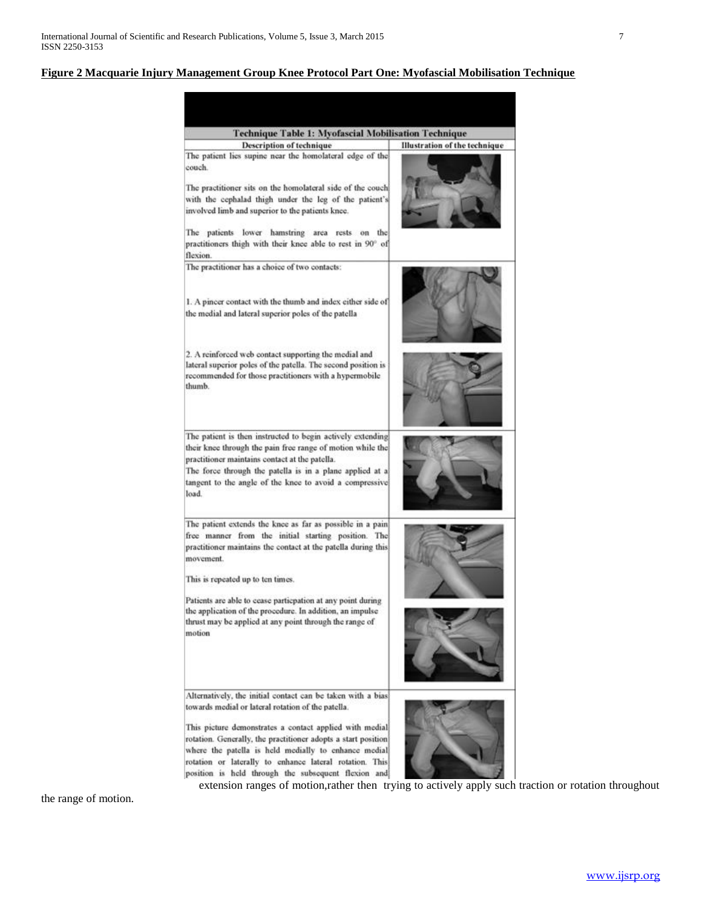**Figure 2 Macquarie Injury Management Group Knee Protocol Part One: Myofascial Mobilisation Technique**

| Technique Table 1: Myofascial Mobilisation Technique | |
|---|---|
| **Description of technique** | **Illustration of the technique** |
| The patient lies supine near the homolateral edge of the couch.<br><br>The practitioner sits on the homolateral side of the couch with the cephalad thigh under the leg of the patient's involved limb and superior to the patients knee.<br><br>The patients lower hamstring area rests on the practitioners thigh with their knee able to rest in 90° of flexion. | |
| The practitioner has a choice of two contacts:<br><br>1. A pincer contact with the thumb and index either side of the medial and lateral superior poles of the patella<br><br>2. A reinforced web contact supporting the medial and lateral superior poles of the patella. The second position is recommended for those practitioners with a hypermobile thumb. | |
| The patient is then instructed to begin actively extending their knee through the pain free range of motion while the practitioner maintains contact at the patella.<br>The force through the patella is in a plane applied at a tangent to the angle of the knee to avoid a compressive load. | |
| The patient extends the knee as far as possible in a pain free manner from the initial starting position. The practitioner maintains the contact at the patella during this movement.<br><br>This is repeated up to ten times.<br><br>Patients are able to cease particpation at any point during the application of the procedure. In addition, an impulse thrust may be applied at any point through the range of motion | |
| Alternatively, the initial contact can be taken with a bias towards medial or lateral rotation of the patella.<br><br>This picture demonstrates a contact applied with medial rotation. Generally, the practitioner adopts a start position where the patella is held medially to enhance medial rotation or laterally to enhance lateral rotation. This position is held through the subsequent flexion and extension ranges of motion,rather then trying to actively apply such traction or rotation throughout the range of motion. | |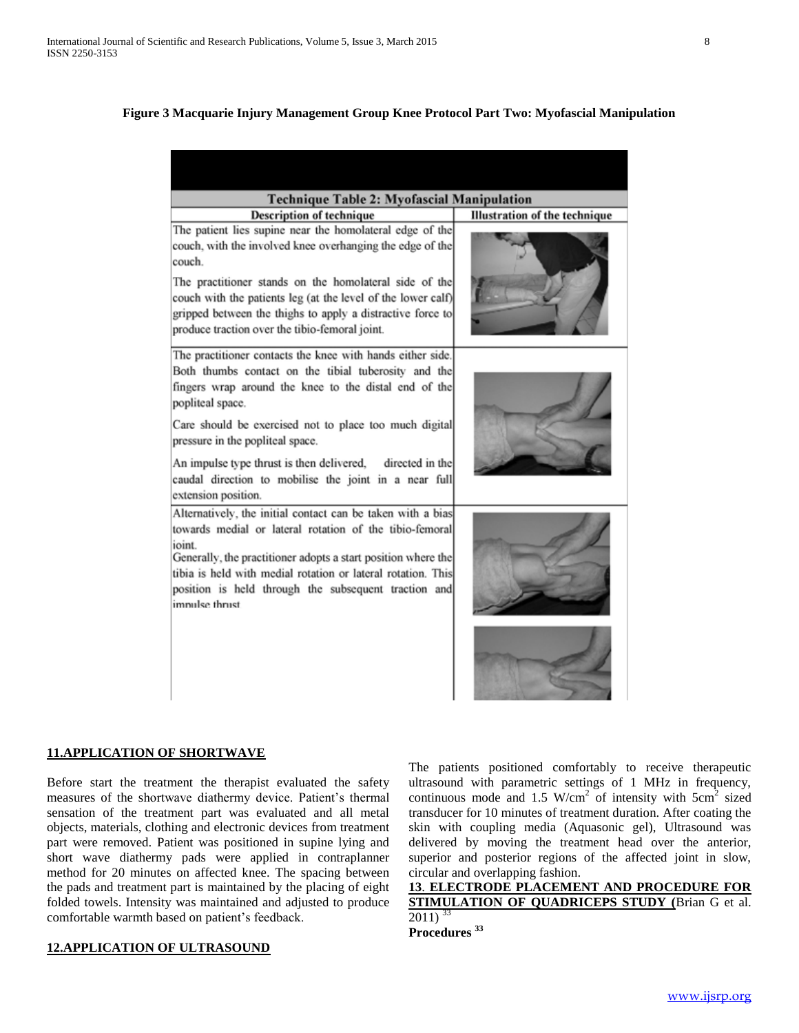**Figure 3 Macquarie Injury Management Group Knee Protocol Part Two: Myofascial Manipulation**

| Technique Table 2: Myofascial Manipulation | |
|---|---|
| **Description of technique** | **Illustration of the technique** |
| The patient lies supine near the homolateral edge of the couch, with the involved knee overhanging the edge of the couch. The practitioner stands on the homolateral side of the couch with the patients leg (at the level of the lower calf) gripped between the thighs to apply a distractive force to produce traction over the tibio-femoral joint. | |
| The practitioner contacts the knee with hands either side. Both thumbs contact on the tibial tuberosity and the fingers wrap around the knee to the distal end of the popliteal space. Care should be exercised not to place too much digital pressure in the popliteal space. An impulse type thrust is then delivered, directed in the caudal direction to mobilise the joint in a near full extension position. | |
| Alternatively, the initial contact can be taken with a bias towards medial or lateral rotation of the tibio-femoral joint. Generally, the practitioner adopts a start position where the tibia is held with medial rotation or lateral rotation. This position is held through the subsequent traction and impulse thrust | |

## 11.APPLICATION OF SHORTWAVE

Before start the treatment the therapist evaluated the safety measures of the shortwave diathermy device. Patient's thermal sensation of the treatment part was evaluated and all metal objects, materials, clothing and electronic devices from treatment part were removed. Patient was positioned in supine lying and short wave diathermy pads were applied in contraplanner method for 20 minutes on affected knee. The spacing between the pads and treatment part is maintained by the placing of eight folded towels. Intensity was maintained and adjusted to produce comfortable warmth based on patient's feedback.

## 12.APPLICATION OF ULTRASOUND

The patients positioned comfortably to receive therapeutic ultrasound with parametric settings of 1 MHz in frequency, continuous mode and 1.5 W/cm$^2$ of intensity with 5cm$^2$ sized transducer for 10 minutes of treatment duration. After coating the skin with coupling media (Aquasonic gel), Ultrasound was delivered by moving the treatment head over the anterior, superior and posterior regions of the affected joint in slow, circular and overlapping fashion.

## 13. ELECTRODE PLACEMENT AND PROCEDURE FOR STIMULATION OF QUADRICEPS STUDY (Brian G et al. 2011) [33]

**Procedures [33]**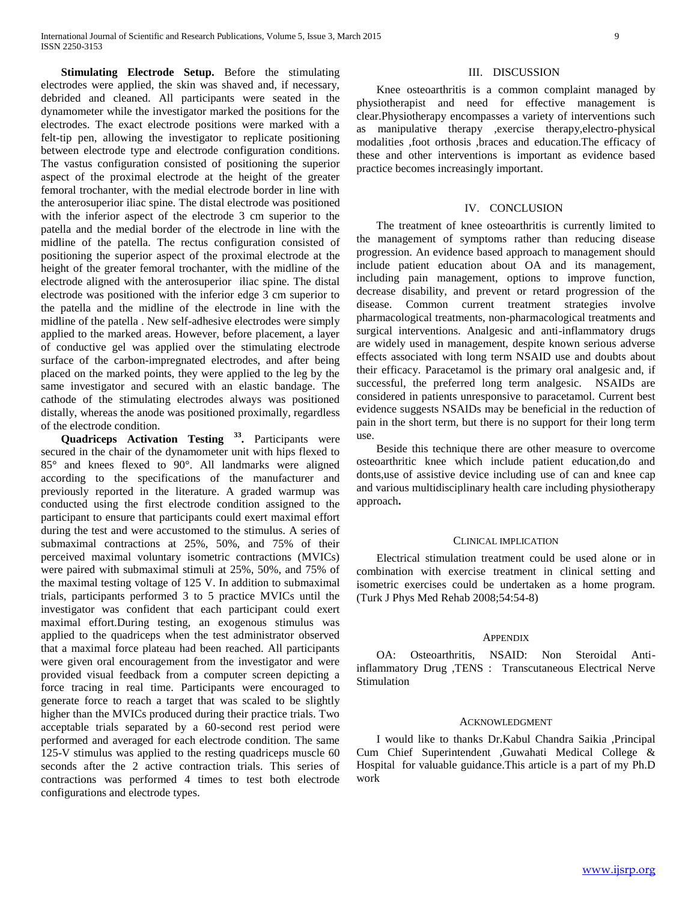**Stimulating Electrode Setup.** Before the stimulating electrodes were applied, the skin was shaved and, if necessary, debrided and cleaned. All participants were seated in the dynamometer while the investigator marked the positions for the electrodes. The exact electrode positions were marked with a felt-tip pen, allowing the investigator to replicate positioning between electrode type and electrode configuration conditions. The vastus configuration consisted of positioning the superior aspect of the proximal electrode at the height of the greater femoral trochanter, with the medial electrode border in line with the anterosuperior iliac spine. The distal electrode was positioned with the inferior aspect of the electrode 3 cm superior to the patella and the medial border of the electrode in line with the midline of the patella. The rectus configuration consisted of positioning the superior aspect of the proximal electrode at the height of the greater femoral trochanter, with the midline of the electrode aligned with the anterosuperior iliac spine. The distal electrode was positioned with the inferior edge 3 cm superior to the patella and the midline of the electrode in line with the midline of the patella . New self-adhesive electrodes were simply applied to the marked areas. However, before placement, a layer of conductive gel was applied over the stimulating electrode surface of the carbon-impregnated electrodes, and after being placed on the marked points, they were applied to the leg by the same investigator and secured with an elastic bandage. The cathode of the stimulating electrodes always was positioned distally, whereas the anode was positioned proximally, regardless of the electrode condition.

**Quadriceps Activation Testing [33].** Participants were secured in the chair of the dynamometer unit with hips flexed to 85° and knees flexed to 90°. All landmarks were aligned according to the specifications of the manufacturer and previously reported in the literature. A graded warmup was conducted using the first electrode condition assigned to the participant to ensure that participants could exert maximal effort during the test and were accustomed to the stimulus. A series of submaximal contractions at 25%, 50%, and 75% of their perceived maximal voluntary isometric contractions (MVICs) were paired with submaximal stimuli at 25%, 50%, and 75% of the maximal testing voltage of 125 V. In addition to submaximal trials, participants performed 3 to 5 practice MVICs until the investigator was confident that each participant could exert maximal effort.During testing, an exogenous stimulus was applied to the quadriceps when the test administrator observed that a maximal force plateau had been reached. All participants were given oral encouragement from the investigator and were provided visual feedback from a computer screen depicting a force tracing in real time. Participants were encouraged to generate force to reach a target that was scaled to be slightly higher than the MVICs produced during their practice trials. Two acceptable trials separated by a 60-second rest period were performed and averaged for each electrode condition. The same 125-V stimulus was applied to the resting quadriceps muscle 60 seconds after the 2 active contraction trials. This series of contractions was performed 4 times to test both electrode configurations and electrode types.

## III. DISCUSSION

Knee osteoarthritis is a common complaint managed by physiotherapist and need for effective management is clear.Physiotherapy encompasses a variety of interventions such as manipulative therapy ,exercise therapy,electro-physical modalities ,foot orthosis ,braces and education.The efficacy of these and other interventions is important as evidence based practice becomes increasingly important.

## IV. CONCLUSION

The treatment of knee osteoarthritis is currently limited to the management of symptoms rather than reducing disease progression. An evidence based approach to management should include patient education about OA and its management, including pain management, options to improve function, decrease disability, and prevent or retard progression of the disease. Common current treatment strategies involve pharmacological treatments, non-pharmacological treatments and surgical interventions. Analgesic and anti-inflammatory drugs are widely used in management, despite known serious adverse effects associated with long term NSAID use and doubts about their efficacy. Paracetamol is the primary oral analgesic and, if successful, the preferred long term analgesic. NSAIDs are considered in patients unresponsive to paracetamol. Current best evidence suggests NSAIDs may be beneficial in the reduction of pain in the short term, but there is no support for their long term use.

Beside this technique there are other measure to overcome osteoarthritic knee which include patient education,do and donts,use of assistive device including use of can and knee cap and various multidisciplinary health care including physiotherapy approach**.**

### CLINICAL IMPLICATION

Electrical stimulation treatment could be used alone or in combination with exercise treatment in clinical setting and isometric exercises could be undertaken as a home program. (Turk J Phys Med Rehab 2008;54:54-8)

### APPENDIX

OA: Osteoarthritis, NSAID: Non Steroidal Anti-inflammatory Drug ,TENS : Transcutaneous Electrical Nerve Stimulation

### ACKNOWLEDGMENT

I would like to thanks Dr.Kabul Chandra Saikia ,Principal Cum Chief Superintendent ,Guwahati Medical College & Hospital for valuable guidance.This article is a part of my Ph.D work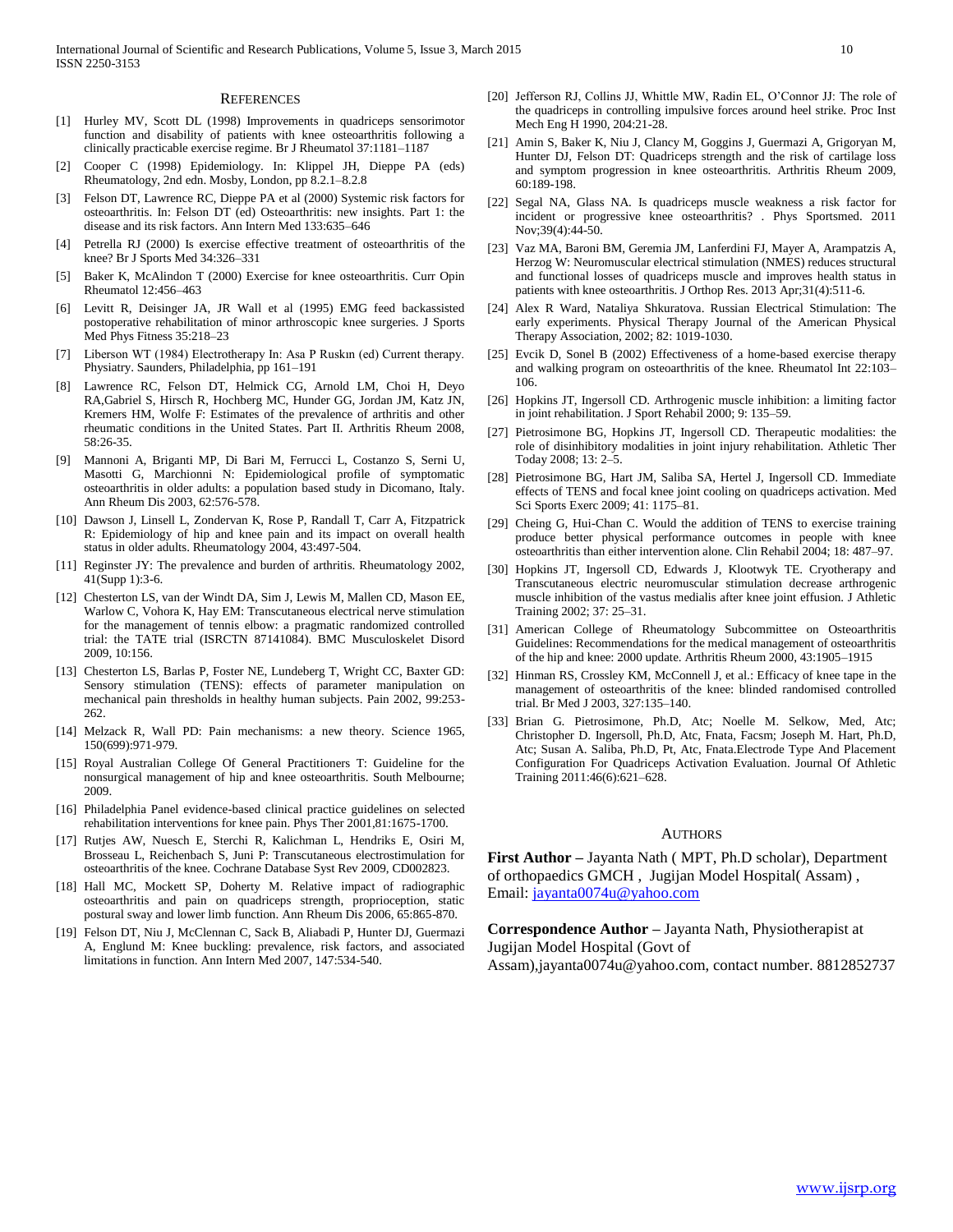## REFERENCES

[1] Hurley MV, Scott DL (1998) Improvements in quadriceps sensorimotor function and disability of patients with knee osteoarthritis following a clinically practicable exercise regime. Br J Rheumatol 37:1181–1187

[2] Cooper C (1998) Epidemiology. In: Klippel JH, Dieppe PA (eds) Rheumatology, 2nd edn. Mosby, London, pp 8.2.1–8.2.8

[3] Felson DT, Lawrence RC, Dieppe PA et al (2000) Systemic risk factors for osteoarthritis. In: Felson DT (ed) Osteoarthritis: new insights. Part 1: the disease and its risk factors. Ann Intern Med 133:635–646

[4] Petrella RJ (2000) Is exercise effective treatment of osteoarthritis of the knee? Br J Sports Med 34:326–331

[5] Baker K, McAlindon T (2000) Exercise for knee osteoarthritis. Curr Opin Rheumatol 12:456–463

[6] Levitt R, Deisinger JA, JR Wall et al (1995) EMG feed backassisted postoperative rehabilitation of minor arthroscopic knee surgeries. J Sports Med Phys Fitness 35:218–23

[7] Liberson WT (1984) Electrotherapy In: Asa P Ruskın (ed) Current therapy. Physiatry. Saunders, Philadelphia, pp 161–191

[8] Lawrence RC, Felson DT, Helmick CG, Arnold LM, Choi H, Deyo RA,Gabriel S, Hirsch R, Hochberg MC, Hunder GG, Jordan JM, Katz JN, Kremers HM, Wolfe F: Estimates of the prevalence of arthritis and other rheumatic conditions in the United States. Part II. Arthritis Rheum 2008, 58:26-35.

[9] Mannoni A, Briganti MP, Di Bari M, Ferrucci L, Costanzo S, Serni U, Masotti G, Marchionni N: Epidemiological profile of symptomatic osteoarthritis in older adults: a population based study in Dicomano, Italy. Ann Rheum Dis 2003, 62:576-578.

[10] Dawson J, Linsell L, Zondervan K, Rose P, Randall T, Carr A, Fitzpatrick R: Epidemiology of hip and knee pain and its impact on overall health status in older adults. Rheumatology 2004, 43:497-504.

[11] Reginster JY: The prevalence and burden of arthritis. Rheumatology 2002, 41(Supp 1):3-6.

[12] Chesterton LS, van der Windt DA, Sim J, Lewis M, Mallen CD, Mason EE, Warlow C, Vohora K, Hay EM: Transcutaneous electrical nerve stimulation for the management of tennis elbow: a pragmatic randomized controlled trial: the TATE trial (ISRCTN 87141084). BMC Musculoskelet Disord 2009, 10:156.

[13] Chesterton LS, Barlas P, Foster NE, Lundeberg T, Wright CC, Baxter GD: Sensory stimulation (TENS): effects of parameter manipulation on mechanical pain thresholds in healthy human subjects. Pain 2002, 99:253-262.

[14] Melzack R, Wall PD: Pain mechanisms: a new theory. Science 1965, 150(699):971-979.

[15] Royal Australian College Of General Practitioners T: Guideline for the nonsurgical management of hip and knee osteoarthritis. South Melbourne; 2009.

[16] Philadelphia Panel evidence-based clinical practice guidelines on selected rehabilitation interventions for knee pain. Phys Ther 2001,81:1675-1700.

[17] Rutjes AW, Nuesch E, Sterchi R, Kalichman L, Hendriks E, Osiri M, Brosseau L, Reichenbach S, Juni P: Transcutaneous electrostimulation for osteoarthritis of the knee. Cochrane Database Syst Rev 2009, CD002823.

[18] Hall MC, Mockett SP, Doherty M. Relative impact of radiographic osteoarthritis and pain on quadriceps strength, proprioception, static postural sway and lower limb function. Ann Rheum Dis 2006, 65:865-870.

[19] Felson DT, Niu J, McClennan C, Sack B, Aliabadi P, Hunter DJ, Guermazi A, Englund M: Knee buckling: prevalence, risk factors, and associated limitations in function. Ann Intern Med 2007, 147:534-540.

[20] Jefferson RJ, Collins JJ, Whittle MW, Radin EL, O'Connor JJ: The role of the quadriceps in controlling impulsive forces around heel strike. Proc Inst Mech Eng H 1990, 204:21-28.

[21] Amin S, Baker K, Niu J, Clancy M, Goggins J, Guermazi A, Grigoryan M, Hunter DJ, Felson DT: Quadriceps strength and the risk of cartilage loss and symptom progression in knee osteoarthritis. Arthritis Rheum 2009, 60:189-198.

[22] Segal NA, Glass NA. Is quadriceps muscle weakness a risk factor for incident or progressive knee osteoarthritis? . Phys Sportsmed. 2011 Nov;39(4):44-50.

[23] Vaz MA, Baroni BM, Geremia JM, Lanferdini FJ, Mayer A, Arampatzis A, Herzog W: Neuromuscular electrical stimulation (NMES) reduces structural and functional losses of quadriceps muscle and improves health status in patients with knee osteoarthritis. J Orthop Res. 2013 Apr;31(4):511-6.

[24] Alex R Ward, Nataliya Shkuratova. Russian Electrical Stimulation: The early experiments. Physical Therapy Journal of the American Physical Therapy Association, 2002; 82: 1019-1030.

[25] Evcik D, Sonel B (2002) Effectiveness of a home-based exercise therapy and walking program on osteoarthritis of the knee. Rheumatol Int 22:103–106.

[26] Hopkins JT, Ingersoll CD. Arthrogenic muscle inhibition: a limiting factor in joint rehabilitation. J Sport Rehabil 2000; 9: 135–59.

[27] Pietrosimone BG, Hopkins JT, Ingersoll CD. Therapeutic modalities: the role of disinhibitory modalities in joint injury rehabilitation. Athletic Ther Today 2008; 13: 2–5.

[28] Pietrosimone BG, Hart JM, Saliba SA, Hertel J, Ingersoll CD. Immediate effects of TENS and focal knee joint cooling on quadriceps activation. Med Sci Sports Exerc 2009; 41: 1175–81.

[29] Cheing G, Hui-Chan C. Would the addition of TENS to exercise training produce better physical performance outcomes in people with knee osteoarthritis than either intervention alone. Clin Rehabil 2004; 18: 487–97.

[30] Hopkins JT, Ingersoll CD, Edwards J, Klootwyk TE. Cryotherapy and Transcutaneous electric neuromuscular stimulation decrease arthrogenic muscle inhibition of the vastus medialis after knee joint effusion. J Athletic Training 2002; 37: 25–31.

[31] American College of Rheumatology Subcommittee on Osteoarthritis Guidelines: Recommendations for the medical management of osteoarthritis of the hip and knee: 2000 update. Arthritis Rheum 2000, 43:1905–1915

[32] Hinman RS, Crossley KM, McConnell J, et al.: Efficacy of knee tape in the management of osteoarthritis of the knee: blinded randomised controlled trial. Br Med J 2003, 327:135–140.

[33] Brian G. Pietrosimone, Ph.D, Atc; Noelle M. Selkow, Med, Atc; Christopher D. Ingersoll, Ph.D, Atc, Fnata, Facsm; Joseph M. Hart, Ph.D, Atc; Susan A. Saliba, Ph.D, Pt, Atc, Fnata.Electrode Type And Placement Configuration For Quadriceps Activation Evaluation. Journal Of Athletic Training 2011:46(6):621–628.

## AUTHORS

**First Author** – Jayanta Nath ( MPT, Ph.D scholar), Department of orthopaedics GMCH , Jugijan Model Hospital( Assam) , Email: jayanta0074u@yahoo.com

**Correspondence Author** – Jayanta Nath, Physiotherapist at Jugijan Model Hospital (Govt of Assam),jayanta0074u@yahoo.com, contact number. 8812852737